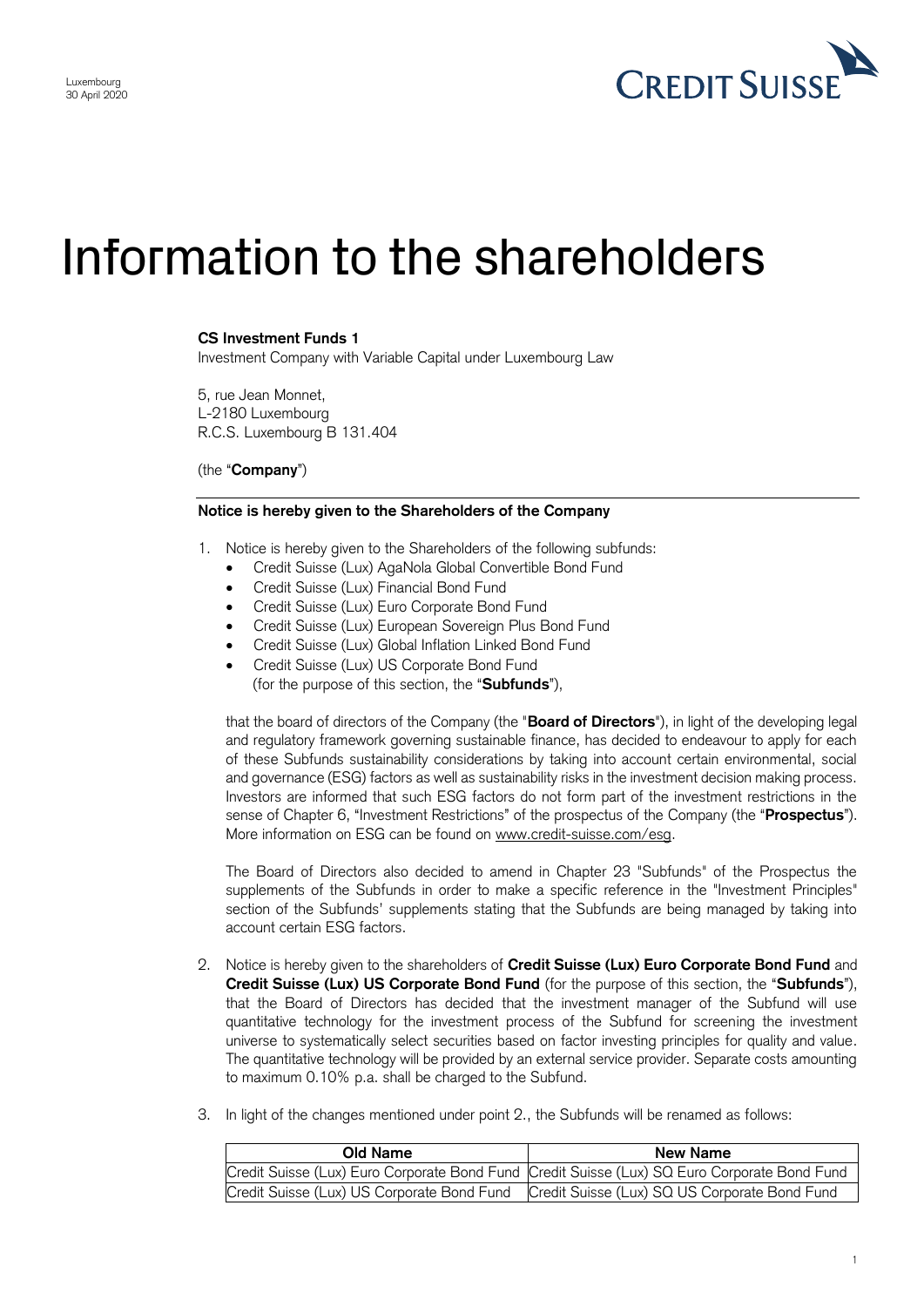Luxembourg
30 April 2020

# Information to the shareholders

**CS Investment Funds 1**
Investment Company with Variable Capital under Luxembourg Law

5, rue Jean Monnet,
L-2180 Luxembourg
R.C.S. Luxembourg B 131.404

(the "**Company**")

**Notice is hereby given to the Shareholders of the Company**

1. Notice is hereby given to the Shareholders of the following subfunds:
   - Credit Suisse (Lux) AgaNola Global Convertible Bond Fund
   - Credit Suisse (Lux) Financial Bond Fund
   - Credit Suisse (Lux) Euro Corporate Bond Fund
   - Credit Suisse (Lux) European Sovereign Plus Bond Fund
   - Credit Suisse (Lux) Global Inflation Linked Bond Fund
   - Credit Suisse (Lux) US Corporate Bond Fund
   
   (for the purpose of this section, the "**Subfunds**"),

   that the board of directors of the Company (the "**Board of Directors**"), in light of the developing legal and regulatory framework governing sustainable finance, has decided to endeavour to apply for each of these Subfunds sustainability considerations by taking into account certain environmental, social and governance (ESG) factors as well as sustainability risks in the investment decision making process. Investors are informed that such ESG factors do not form part of the investment restrictions in the sense of Chapter 6, "Investment Restrictions" of the prospectus of the Company (the "**Prospectus**"). More information on ESG can be found on www.credit-suisse.com/esg.

   The Board of Directors also decided to amend in Chapter 23 "Subfunds" of the Prospectus the supplements of the Subfunds in order to make a specific reference in the "Investment Principles" section of the Subfunds' supplements stating that the Subfunds are being managed by taking into account certain ESG factors.

2. Notice is hereby given to the shareholders of **Credit Suisse (Lux) Euro Corporate Bond Fund** and **Credit Suisse (Lux) US Corporate Bond Fund** (for the purpose of this section, the "**Subfunds**"), that the Board of Directors has decided that the investment manager of the Subfund will use quantitative technology for the investment process of the Subfund for screening the investment universe to systematically select securities based on factor investing principles for quality and value. The quantitative technology will be provided by an external service provider. Separate costs amounting to maximum 0.10% p.a. shall be charged to the Subfund.

3. In light of the changes mentioned under point 2., the Subfunds will be renamed as follows:

| Old Name | New Name |
|---|---|
| Credit Suisse (Lux) Euro Corporate Bond Fund | Credit Suisse (Lux) SQ Euro Corporate Bond Fund |
| Credit Suisse (Lux) US Corporate Bond Fund | Credit Suisse (Lux) SQ US Corporate Bond Fund |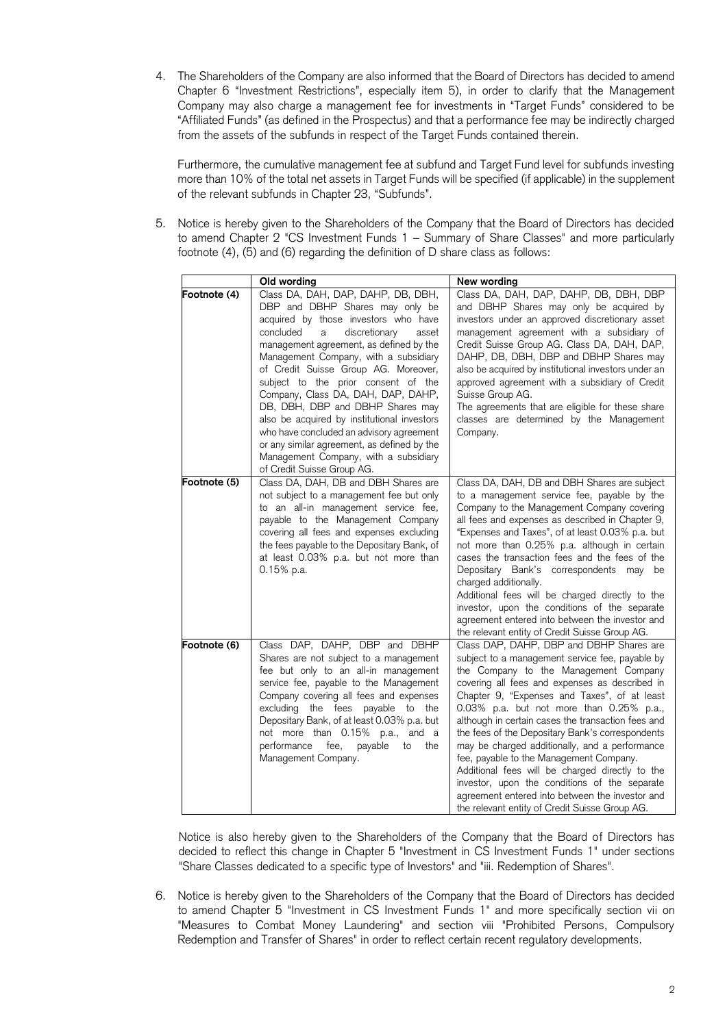4. The Shareholders of the Company are also informed that the Board of Directors has decided to amend Chapter 6 "Investment Restrictions", especially item 5), in order to clarify that the Management Company may also charge a management fee for investments in "Target Funds" considered to be "Affiliated Funds" (as defined in the Prospectus) and that a performance fee may be indirectly charged from the assets of the subfunds in respect of the Target Funds contained therein.

   Furthermore, the cumulative management fee at subfund and Target Fund level for subfunds investing more than 10% of the total net assets in Target Funds will be specified (if applicable) in the supplement of the relevant subfunds in Chapter 23, "Subfunds".

5. Notice is hereby given to the Shareholders of the Company that the Board of Directors has decided to amend Chapter 2 "CS Investment Funds 1 – Summary of Share Classes" and more particularly footnote (4), (5) and (6) regarding the definition of D share class as follows:

| | Old wording | New wording |
|---|---|---|
| **Footnote (4)** | Class DA, DAH, DAP, DAHP, DB, DBH, DBP and DBHP Shares may only be acquired by those investors who have concluded a discretionary asset management agreement, as defined by the Management Company, with a subsidiary of Credit Suisse Group AG. Moreover, subject to the prior consent of the Company, Class DA, DAH, DAP, DAHP, DB, DBH, DBP and DBHP Shares may also be acquired by institutional investors who have concluded an advisory agreement or any similar agreement, as defined by the Management Company, with a subsidiary of Credit Suisse Group AG. | Class DA, DAH, DAP, DAHP, DB, DBH, DBP and DBHP Shares may only be acquired by investors under an approved discretionary asset management agreement with a subsidiary of Credit Suisse Group AG. Class DA, DAH, DAP, DAHP, DB, DBH, DBP and DBHP Shares may also be acquired by institutional investors under an approved agreement with a subsidiary of Credit Suisse Group AG. The agreements that are eligible for these share classes are determined by the Management Company. |
| **Footnote (5)** | Class DA, DAH, DB and DBH Shares are not subject to a management fee but only to an all-in management service fee, payable to the Management Company covering all fees and expenses excluding the fees payable to the Depositary Bank, of at least 0.03% p.a. but not more than 0.15% p.a. | Class DA, DAH, DB and DBH Shares are subject to a management service fee, payable by the Company to the Management Company covering all fees and expenses as described in Chapter 9, "Expenses and Taxes", of at least 0.03% p.a. but not more than 0.25% p.a. although in certain cases the transaction fees and the fees of the Depositary Bank's correspondents may be charged additionally. Additional fees will be charged directly to the investor, upon the conditions of the separate agreement entered into between the investor and the relevant entity of Credit Suisse Group AG. |
| **Footnote (6)** | Class DAP, DAHP, DBP and DBHP Shares are not subject to a management fee but only to an all-in management service fee, payable to the Management Company covering all fees and expenses excluding the fees payable to the Depositary Bank, of at least 0.03% p.a. but not more than 0.15% p.a., and a performance fee, payable to the Management Company. | Class DAP, DAHP, DBP and DBHP Shares are subject to a management service fee, payable by the Company to the Management Company covering all fees and expenses as described in Chapter 9, "Expenses and Taxes", of at least 0.03% p.a. but not more than 0.25% p.a., although in certain cases the transaction fees and the fees of the Depositary Bank's correspondents may be charged additionally, and a performance fee, payable to the Management Company. Additional fees will be charged directly to the investor, upon the conditions of the separate agreement entered into between the investor and the relevant entity of Credit Suisse Group AG. |

   Notice is also hereby given to the Shareholders of the Company that the Board of Directors has decided to reflect this change in Chapter 5 "Investment in CS Investment Funds 1" under sections "Share Classes dedicated to a specific type of Investors" and "iii. Redemption of Shares".

6. Notice is hereby given to the Shareholders of the Company that the Board of Directors has decided to amend Chapter 5 "Investment in CS Investment Funds 1" and more specifically section vii on "Measures to Combat Money Laundering" and section viii "Prohibited Persons, Compulsory Redemption and Transfer of Shares" in order to reflect certain recent regulatory developments.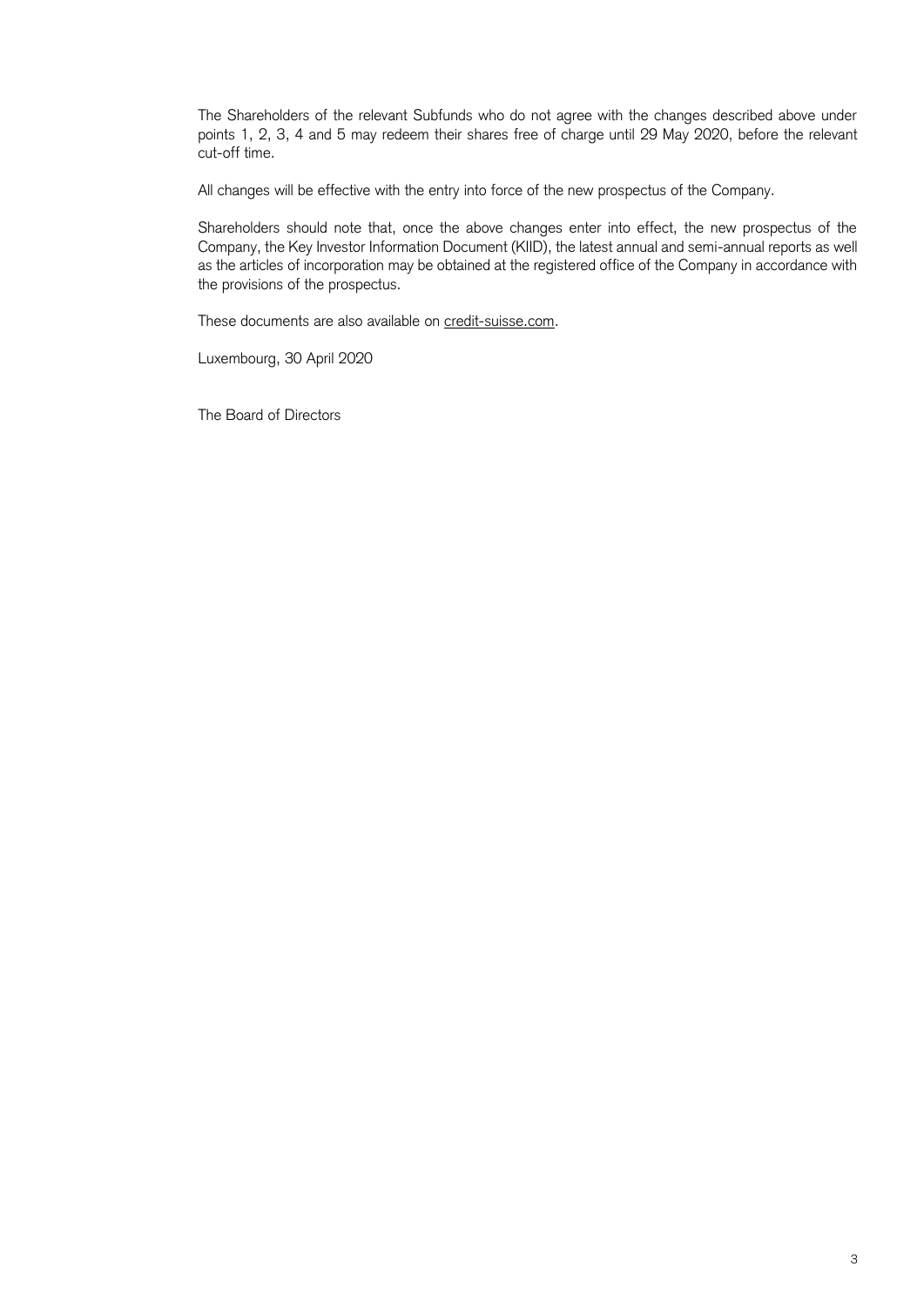The Shareholders of the relevant Subfunds who do not agree with the changes described above under points 1, 2, 3, 4 and 5 may redeem their shares free of charge until 29 May 2020, before the relevant cut-off time.

All changes will be effective with the entry into force of the new prospectus of the Company.

Shareholders should note that, once the above changes enter into effect, the new prospectus of the Company, the Key Investor Information Document (KIID), the latest annual and semi-annual reports as well as the articles of incorporation may be obtained at the registered office of the Company in accordance with the provisions of the prospectus.

These documents are also available on credit-suisse.com.

Luxembourg, 30 April 2020

The Board of Directors